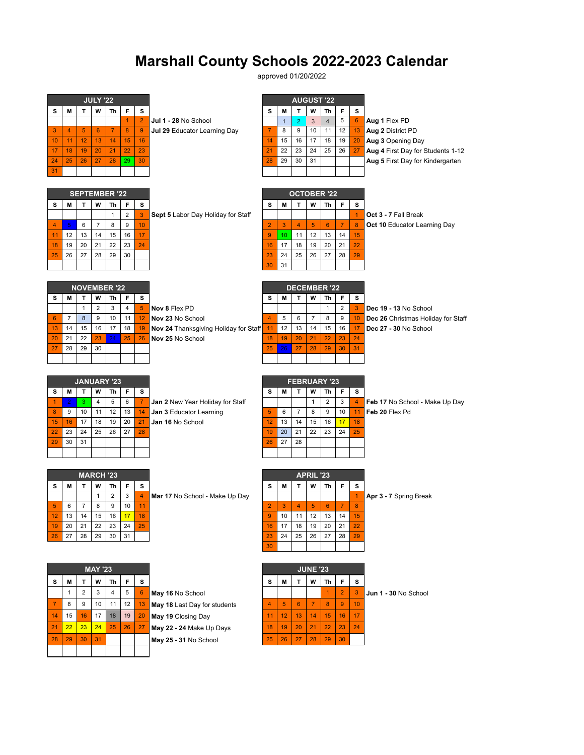# Marshall County Schools 2022-2023 Calendar

approved 01/20/2022

| JULY '22 | | | | | | |
|---|---|---|---|---|---|---|
| S | M | T | W | Th | F | S |
| | | | | | 1 | 2 |
| 3 | 4 | 5 | 6 | 7 | 8 | 9 |
| 10 | 11 | 12 | 13 | 14 | 15 | 16 |
| 17 | 18 | 19 | 20 | 21 | 22 | 23 |
| 24 | 25 | 26 | 27 | 28 | 29 | 30 |
| 31 | | | | | | |

**Jul 1 - 28** No School
**Jul 29** Educator Learning Day

| AUGUST '22 | | | | | | |
|---|---|---|---|---|---|---|
| S | M | T | W | Th | F | S |
| | 1 | 2 | 3 | 4 | 5 | 6 |
| 7 | 8 | 9 | 10 | 11 | 12 | 13 |
| 14 | 15 | 16 | 17 | 18 | 19 | 20 |
| 21 | 22 | 23 | 24 | 25 | 26 | 27 |
| 28 | 29 | 30 | 31 | | | |

**Aug 1** Flex PD
**Aug 2** District PD
**Aug 3** Opening Day
**Aug 4** First Day for Students 1-12
**Aug 5** First Day for Kindergarten

| SEPTEMBER '22 | | | | | | |
|---|---|---|---|---|---|---|
| S | M | T | W | Th | F | S |
| | | | | 1 | 2 | 3 |
| 4 | 5 | 6 | 7 | 8 | 9 | 10 |
| 11 | 12 | 13 | 14 | 15 | 16 | 17 |
| 18 | 19 | 20 | 21 | 22 | 23 | 24 |
| 25 | 26 | 27 | 28 | 29 | 30 | |

**Sept 5** Labor Day Holiday for Staff

| OCTOBER '22 | | | | | | |
|---|---|---|---|---|---|---|
| S | M | T | W | Th | F | S |
| | | | | | | 1 |
| 2 | 3 | 4 | 5 | 6 | 7 | 8 |
| 9 | 10 | 11 | 12 | 13 | 14 | 15 |
| 16 | 17 | 18 | 19 | 20 | 21 | 22 |
| 23 | 24 | 25 | 26 | 27 | 28 | 29 |
| 30 | 31 | | | | | |

**Oct 3 - 7** Fall Break
**Oct 10** Educator Learning Day

| NOVEMBER '22 | | | | | | |
|---|---|---|---|---|---|---|
| S | M | T | W | Th | F | S |
| | | 1 | 2 | 3 | 4 | 5 |
| 6 | 7 | 8 | 9 | 10 | 11 | 12 |
| 13 | 14 | 15 | 16 | 17 | 18 | 19 |
| 20 | 21 | 22 | 23 | 24 | 25 | 26 |
| 27 | 28 | 29 | 30 | | | |

**Nov 8** Flex PD
**Nov 23** No School
**Nov 24** Thanksgiving Holiday for Staff
**Nov 25** No School

| DECEMBER '22 | | | | | | |
|---|---|---|---|---|---|---|
| S | M | T | W | Th | F | S |
| | | | | 1 | 2 | 3 |
| 4 | 5 | 6 | 7 | 8 | 9 | 10 |
| 11 | 12 | 13 | 14 | 15 | 16 | 17 |
| 18 | 19 | 20 | 21 | 22 | 23 | 24 |
| 25 | 26 | 27 | 28 | 29 | 30 | 31 |

**Dec 19 - 13** No School
**Dec 26** Christmas Holiday for Staff
**Dec 27 - 30** No School

| JANUARY '23 | | | | | | |
|---|---|---|---|---|---|---|
| S | M | T | W | Th | F | S |
| 1 | 2 | 3 | 4 | 5 | 6 | 7 |
| 8 | 9 | 10 | 11 | 12 | 13 | 14 |
| 15 | 16 | 17 | 18 | 19 | 20 | 21 |
| 22 | 23 | 24 | 25 | 26 | 27 | 28 |
| 29 | 30 | 31 | | | | |

**Jan 2** New Year Holiday for Staff
**Jan 3** Educator Learning
**Jan 16** No School

| FEBRUARY '23 | | | | | | |
|---|---|---|---|---|---|---|
| S | M | T | W | Th | F | S |
| | | | 1 | 2 | 3 | 4 |
| 5 | 6 | 7 | 8 | 9 | 10 | 11 |
| 12 | 13 | 14 | 15 | 16 | 17 | 18 |
| 19 | 20 | 21 | 22 | 23 | 24 | 25 |
| 26 | 27 | 28 | | | | |

**Feb 17** No School - Make Up Day
**Feb 20** Flex Pd

| MARCH '23 | | | | | | |
|---|---|---|---|---|---|---|
| S | M | T | W | Th | F | S |
| | | | 1 | 2 | 3 | 4 |
| 5 | 6 | 7 | 8 | 9 | 10 | 11 |
| 12 | 13 | 14 | 15 | 16 | 17 | 18 |
| 19 | 20 | 21 | 22 | 23 | 24 | 25 |
| 26 | 27 | 28 | 29 | 30 | 31 | |

**Mar 17** No School - Make Up Day

| APRIL '23 | | | | | | |
|---|---|---|---|---|---|---|
| S | M | T | W | Th | F | S |
| | | | | | | 1 |
| 2 | 3 | 4 | 5 | 6 | 7 | 8 |
| 9 | 10 | 11 | 12 | 13 | 14 | 15 |
| 16 | 17 | 18 | 19 | 20 | 21 | 22 |
| 23 | 24 | 25 | 26 | 27 | 28 | 29 |
| 30 | | | | | | |

**Apr 3 - 7** Spring Break

| MAY '23 | | | | | | |
|---|---|---|---|---|---|---|
| S | M | T | W | Th | F | S |
| | 1 | 2 | 3 | 4 | 5 | 6 |
| 7 | 8 | 9 | 10 | 11 | 12 | 13 |
| 14 | 15 | 16 | 17 | 18 | 19 | 20 |
| 21 | 22 | 23 | 24 | 25 | 26 | 27 |
| 28 | 29 | 30 | 31 | | | |

**May 16** No School
**May 18** Last Day for students
**May 19** Closing Day
**May 22 - 24** Make Up Days
**May 25 - 31** No School

| JUNE '23 | | | | | | |
|---|---|---|---|---|---|---|
| S | M | T | W | Th | F | S |
| | | | | 1 | 2 | 3 |
| 4 | 5 | 6 | 7 | 8 | 9 | 10 |
| 11 | 12 | 13 | 14 | 15 | 16 | 17 |
| 18 | 19 | 20 | 21 | 22 | 23 | 24 |
| 25 | 26 | 27 | 28 | 29 | 30 | |

**Jun 1 - 30** No School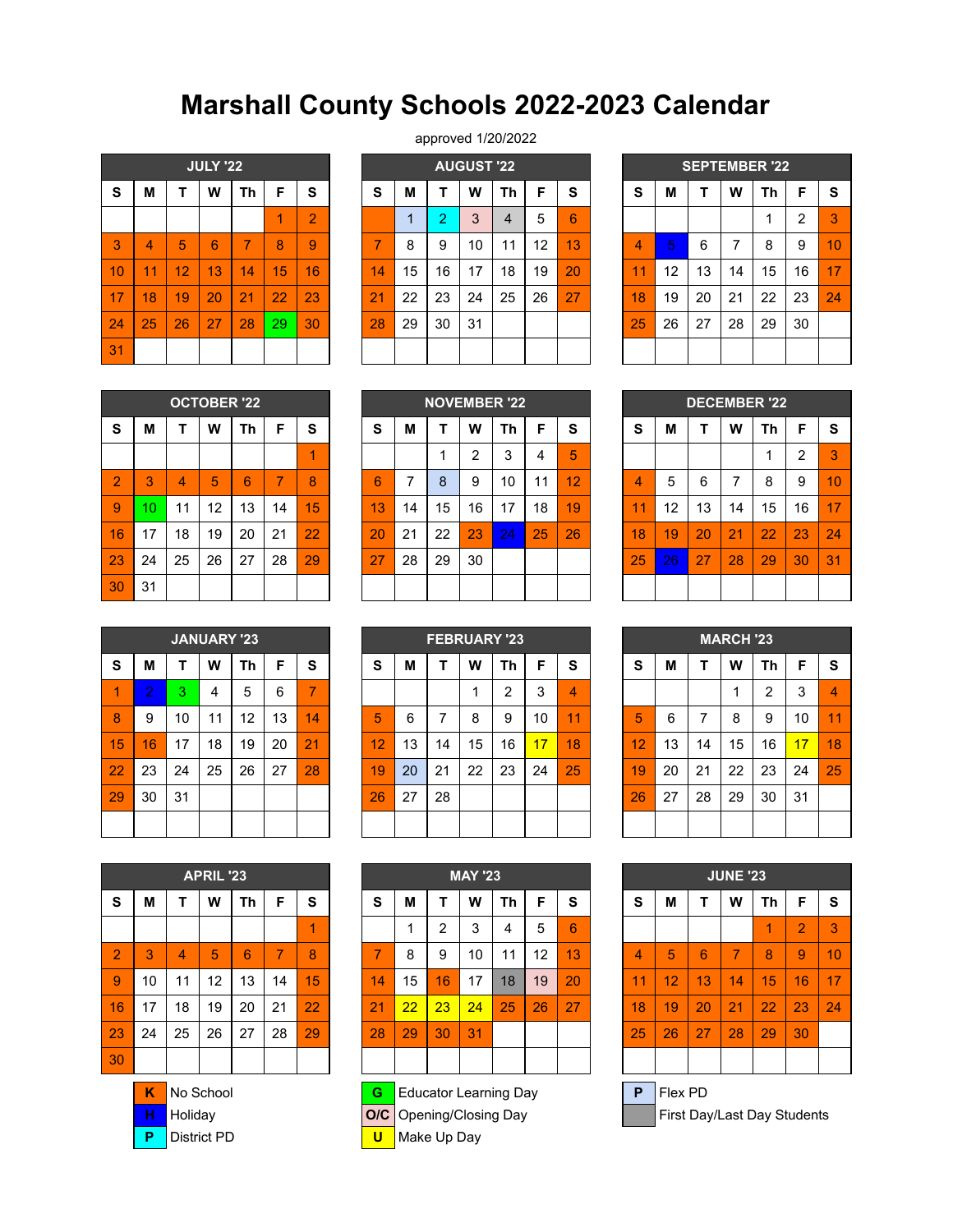# Marshall County Schools 2022-2023 Calendar

approved 1/20/2022

**JULY '22**

| S | M | T | W | Th | F | S |
|---|---|---|---|---|---|---|
| | | | | | 1 | 2 |
| 3 | 4 | 5 | 6 | 7 | 8 | 9 |
| 10 | 11 | 12 | 13 | 14 | 15 | 16 |
| 17 | 18 | 19 | 20 | 21 | 22 | 23 |
| 24 | 25 | 26 | 27 | 28 | 29 | 30 |
| 31 | | | | | | |

**AUGUST '22**

| S | M | T | W | Th | F | S |
|---|---|---|---|---|---|---|
| | 1 | 2 | 3 | 4 | 5 | 6 |
| 7 | 8 | 9 | 10 | 11 | 12 | 13 |
| 14 | 15 | 16 | 17 | 18 | 19 | 20 |
| 21 | 22 | 23 | 24 | 25 | 26 | 27 |
| 28 | 29 | 30 | 31 | | | |

**SEPTEMBER '22**

| S | M | T | W | Th | F | S |
|---|---|---|---|---|---|---|
| | | | | 1 | 2 | 3 |
| 4 | 5 | 6 | 7 | 8 | 9 | 10 |
| 11 | 12 | 13 | 14 | 15 | 16 | 17 |
| 18 | 19 | 20 | 21 | 22 | 23 | 24 |
| 25 | 26 | 27 | 28 | 29 | 30 | |

**OCTOBER '22**

| S | M | T | W | Th | F | S |
|---|---|---|---|---|---|---|
| | | | | | | 1 |
| 2 | 3 | 4 | 5 | 6 | 7 | 8 |
| 9 | 10 | 11 | 12 | 13 | 14 | 15 |
| 16 | 17 | 18 | 19 | 20 | 21 | 22 |
| 23 | 24 | 25 | 26 | 27 | 28 | 29 |
| 30 | 31 | | | | | |

**NOVEMBER '22**

| S | M | T | W | Th | F | S |
|---|---|---|---|---|---|---|
| | | 1 | 2 | 3 | 4 | 5 |
| 6 | 7 | 8 | 9 | 10 | 11 | 12 |
| 13 | 14 | 15 | 16 | 17 | 18 | 19 |
| 20 | 21 | 22 | 23 | 24 | 25 | 26 |
| 27 | 28 | 29 | 30 | | | |

**DECEMBER '22**

| S | M | T | W | Th | F | S |
|---|---|---|---|---|---|---|
| | | | | 1 | 2 | 3 |
| 4 | 5 | 6 | 7 | 8 | 9 | 10 |
| 11 | 12 | 13 | 14 | 15 | 16 | 17 |
| 18 | 19 | 20 | 21 | 22 | 23 | 24 |
| 25 | 26 | 27 | 28 | 29 | 30 | 31 |

**JANUARY '23**

| S | M | T | W | Th | F | S |
|---|---|---|---|---|---|---|
| 1 | 2 | 3 | 4 | 5 | 6 | 7 |
| 8 | 9 | 10 | 11 | 12 | 13 | 14 |
| 15 | 16 | 17 | 18 | 19 | 20 | 21 |
| 22 | 23 | 24 | 25 | 26 | 27 | 28 |
| 29 | 30 | 31 | | | | |

**FEBRUARY '23**

| S | M | T | W | Th | F | S |
|---|---|---|---|---|---|---|
| | | | 1 | 2 | 3 | 4 |
| 5 | 6 | 7 | 8 | 9 | 10 | 11 |
| 12 | 13 | 14 | 15 | 16 | 17 | 18 |
| 19 | 20 | 21 | 22 | 23 | 24 | 25 |
| 26 | 27 | 28 | | | | |

**MARCH '23**

| S | M | T | W | Th | F | S |
|---|---|---|---|---|---|---|
| | | | 1 | 2 | 3 | 4 |
| 5 | 6 | 7 | 8 | 9 | 10 | 11 |
| 12 | 13 | 14 | 15 | 16 | 17 | 18 |
| 19 | 20 | 21 | 22 | 23 | 24 | 25 |
| 26 | 27 | 28 | 29 | 30 | 31 | |

**APRIL '23**

| S | M | T | W | Th | F | S |
|---|---|---|---|---|---|---|
| | | | | | | 1 |
| 2 | 3 | 4 | 5 | 6 | 7 | 8 |
| 9 | 10 | 11 | 12 | 13 | 14 | 15 |
| 16 | 17 | 18 | 19 | 20 | 21 | 22 |
| 23 | 24 | 25 | 26 | 27 | 28 | 29 |
| 30 | | | | | | |

**MAY '23**

| S | M | T | W | Th | F | S |
|---|---|---|---|---|---|---|
| | 1 | 2 | 3 | 4 | 5 | 6 |
| 7 | 8 | 9 | 10 | 11 | 12 | 13 |
| 14 | 15 | 16 | 17 | 18 | 19 | 20 |
| 21 | 22 | 23 | 24 | 25 | 26 | 27 |
| 28 | 29 | 30 | 31 | | | |

**JUNE '23**

| S | M | T | W | Th | F | S |
|---|---|---|---|---|---|---|
| | | | | 1 | 2 | 3 |
| 4 | 5 | 6 | 7 | 8 | 9 | 10 |
| 11 | 12 | 13 | 14 | 15 | 16 | 17 |
| 18 | 19 | 20 | 21 | 22 | 23 | 24 |
| 25 | 26 | 27 | 28 | 29 | 30 | |

| Code | Legend |
|---|---|
| K | No School |
| H | Holiday |
| P | District PD |
| G | Educator Learning Day |
| O/C | Opening/Closing Day |
| U | Make Up Day |
| P | Flex PD |
| | First Day/Last Day Students |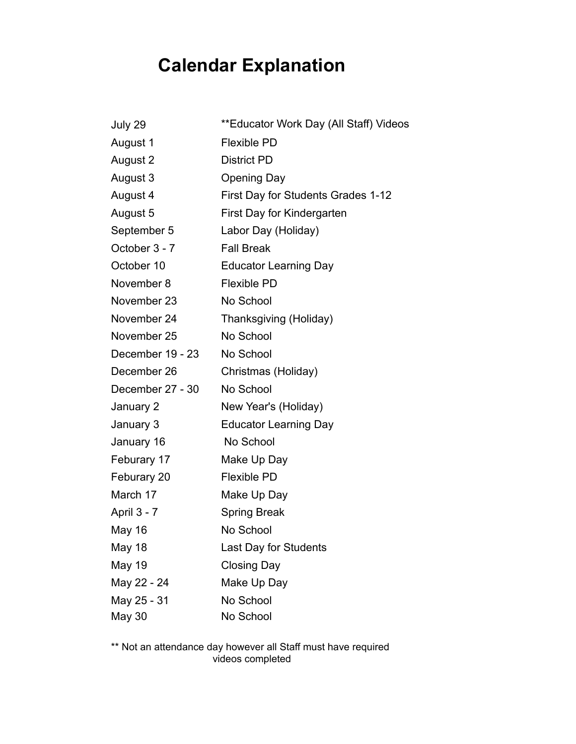# Calendar Explanation

| | |
|---|---|
| July 29 | **Educator Work Day (All Staff) Videos |
| August 1 | Flexible PD |
| August 2 | District PD |
| August 3 | Opening Day |
| August 4 | First Day for Students Grades 1-12 |
| August 5 | First Day for Kindergarten |
| September 5 | Labor Day (Holiday) |
| October 3 - 7 | Fall Break |
| October 10 | Educator Learning Day |
| November 8 | Flexible PD |
| November 23 | No School |
| November 24 | Thanksgiving (Holiday) |
| November 25 | No School |
| December 19 - 23 | No School |
| December 26 | Christmas (Holiday) |
| December 27 - 30 | No School |
| January 2 | New Year's (Holiday) |
| January 3 | Educator Learning Day |
| January 16 | No School |
| Feburary 17 | Make Up Day |
| Feburary 20 | Flexible PD |
| March 17 | Make Up Day |
| April 3 - 7 | Spring Break |
| May 16 | No School |
| May 18 | Last Day for Students |
| May 19 | Closing Day |
| May 22 - 24 | Make Up Day |
| May 25 - 31 | No School |
| May 30 | No School |

** Not an attendance day however all Staff must have required videos completed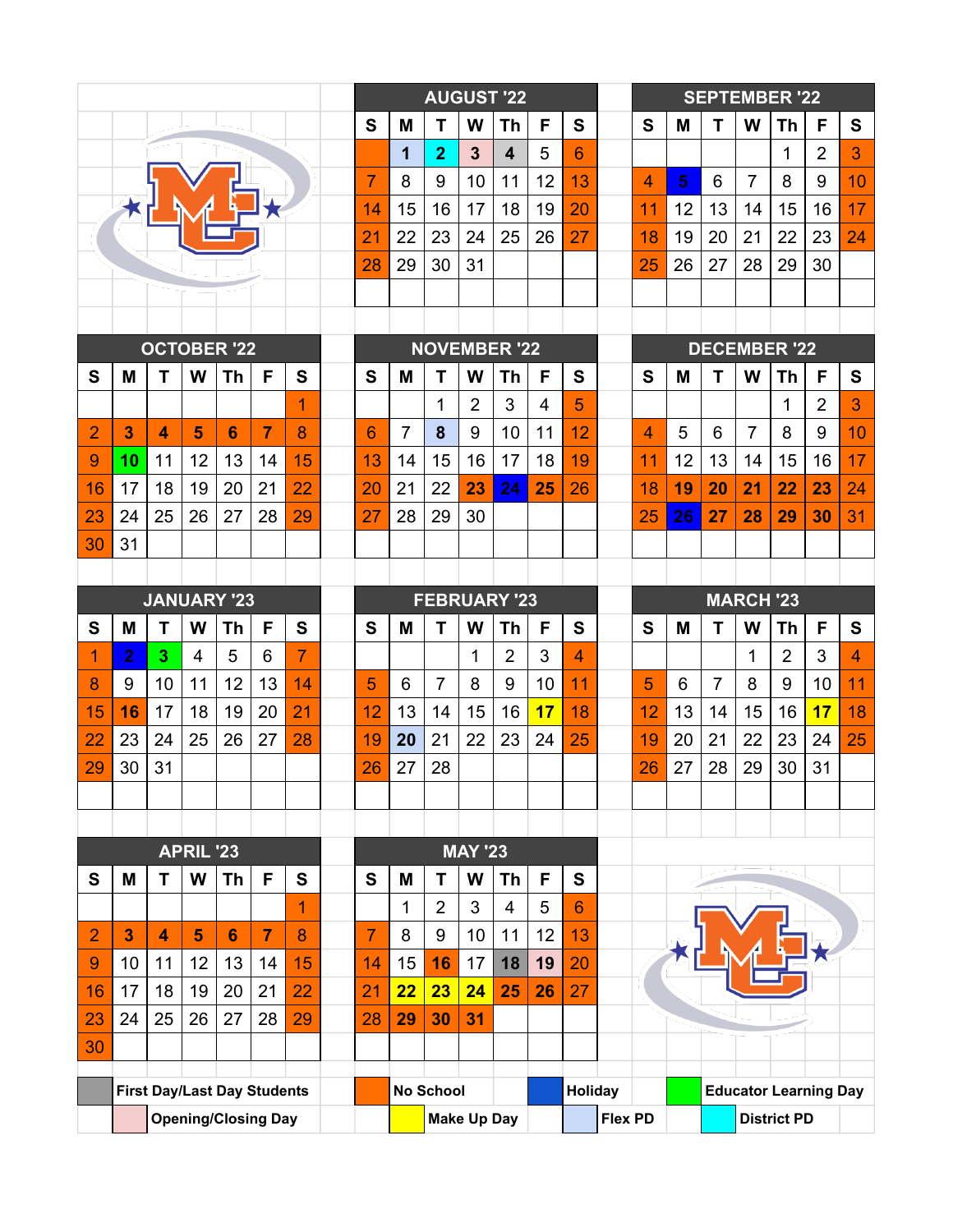## AUGUST '22

| S | M | T | W | Th | F | S |
|---|---|---|---|---|---|---|
| | 1 | 2 | 3 | 4 | 5 | 6 |
| 7 | 8 | 9 | 10 | 11 | 12 | 13 |
| 14 | 15 | 16 | 17 | 18 | 19 | 20 |
| 21 | 22 | 23 | 24 | 25 | 26 | 27 |
| 28 | 29 | 30 | 31 | | | |

## SEPTEMBER '22

| S | M | T | W | Th | F | S |
|---|---|---|---|---|---|---|
| | | | | 1 | 2 | 3 |
| 4 | 5 | 6 | 7 | 8 | 9 | 10 |
| 11 | 12 | 13 | 14 | 15 | 16 | 17 |
| 18 | 19 | 20 | 21 | 22 | 23 | 24 |
| 25 | 26 | 27 | 28 | 29 | 30 | |

## OCTOBER '22

| S | M | T | W | Th | F | S |
|---|---|---|---|---|---|---|
| | | | | | | 1 |
| 2 | 3 | 4 | 5 | 6 | 7 | 8 |
| 9 | 10 | 11 | 12 | 13 | 14 | 15 |
| 16 | 17 | 18 | 19 | 20 | 21 | 22 |
| 23 | 24 | 25 | 26 | 27 | 28 | 29 |
| 30 | 31 | | | | | |

## NOVEMBER '22

| S | M | T | W | Th | F | S |
|---|---|---|---|---|---|---|
| | | 1 | 2 | 3 | 4 | 5 |
| 6 | 7 | 8 | 9 | 10 | 11 | 12 |
| 13 | 14 | 15 | 16 | 17 | 18 | 19 |
| 20 | 21 | 22 | 23 | 24 | 25 | 26 |
| 27 | 28 | 29 | 30 | | | |

## DECEMBER '22

| S | M | T | W | Th | F | S |
|---|---|---|---|---|---|---|
| | | | | 1 | 2 | 3 |
| 4 | 5 | 6 | 7 | 8 | 9 | 10 |
| 11 | 12 | 13 | 14 | 15 | 16 | 17 |
| 18 | 19 | 20 | 21 | 22 | 23 | 24 |
| 25 | 26 | 27 | 28 | 29 | 30 | 31 |

## JANUARY '23

| S | M | T | W | Th | F | S |
|---|---|---|---|---|---|---|
| 1 | 2 | 3 | 4 | 5 | 6 | 7 |
| 8 | 9 | 10 | 11 | 12 | 13 | 14 |
| 15 | 16 | 17 | 18 | 19 | 20 | 21 |
| 22 | 23 | 24 | 25 | 26 | 27 | 28 |
| 29 | 30 | 31 | | | | |

## FEBRUARY '23

| S | M | T | W | Th | F | S |
|---|---|---|---|---|---|---|
| | | | 1 | 2 | 3 | 4 |
| 5 | 6 | 7 | 8 | 9 | 10 | 11 |
| 12 | 13 | 14 | 15 | 16 | 17 | 18 |
| 19 | 20 | 21 | 22 | 23 | 24 | 25 |
| 26 | 27 | 28 | | | | |

## MARCH '23

| S | M | T | W | Th | F | S |
|---|---|---|---|---|---|---|
| | | | 1 | 2 | 3 | 4 |
| 5 | 6 | 7 | 8 | 9 | 10 | 11 |
| 12 | 13 | 14 | 15 | 16 | 17 | 18 |
| 19 | 20 | 21 | 22 | 23 | 24 | 25 |
| 26 | 27 | 28 | 29 | 30 | 31 | |

## APRIL '23

| S | M | T | W | Th | F | S |
|---|---|---|---|---|---|---|
| | | | | | | 1 |
| 2 | 3 | 4 | 5 | 6 | 7 | 8 |
| 9 | 10 | 11 | 12 | 13 | 14 | 15 |
| 16 | 17 | 18 | 19 | 20 | 21 | 22 |
| 23 | 24 | 25 | 26 | 27 | 28 | 29 |
| 30 | | | | | | |

## MAY '23

| S | M | T | W | Th | F | S |
|---|---|---|---|---|---|---|
| | 1 | 2 | 3 | 4 | 5 | 6 |
| 7 | 8 | 9 | 10 | 11 | 12 | 13 |
| 14 | 15 | 16 | 17 | 18 | 19 | 20 |
| 21 | 22 | 23 | 24 | 25 | 26 | 27 |
| 28 | 29 | 30 | 31 | | | |

**Legend:**

- First Day/Last Day Students
- No School
- Holiday
- Educator Learning Day
- Opening/Closing Day
- Make Up Day
- Flex PD
- District PD